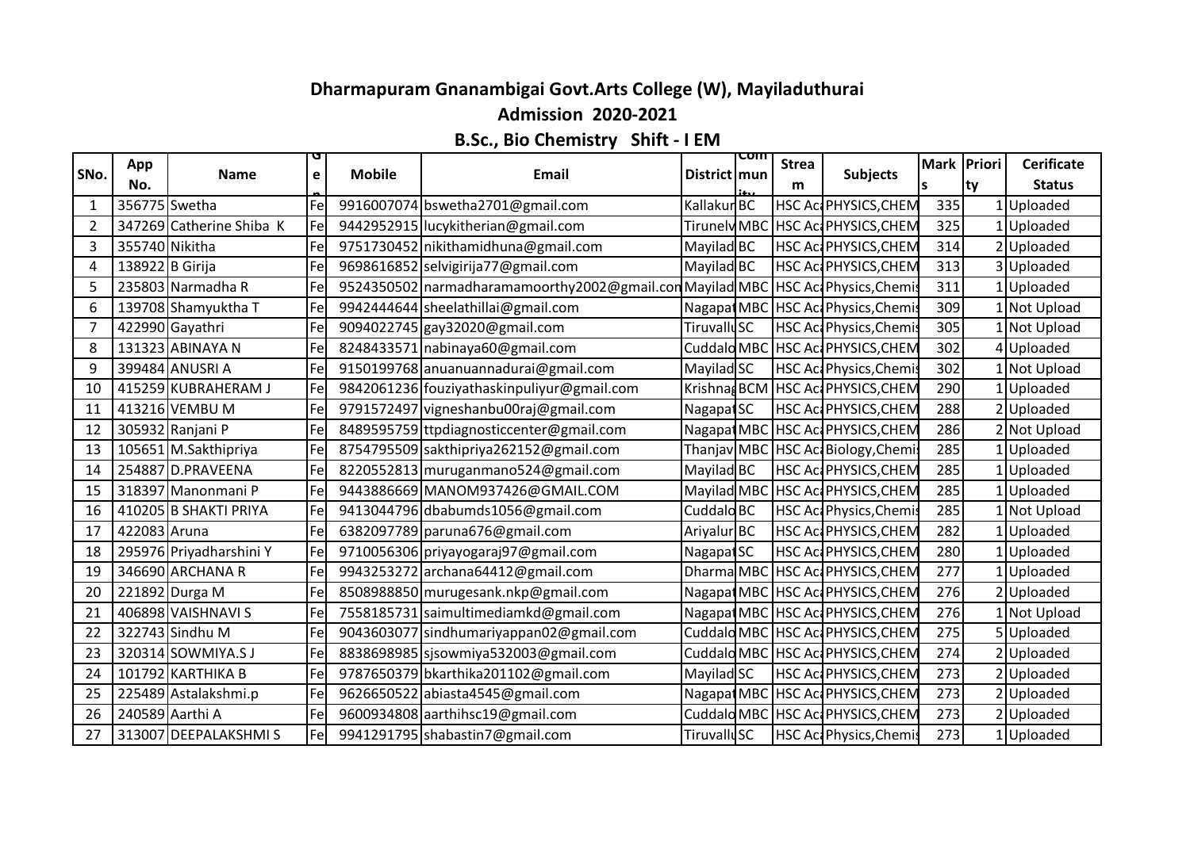**Dharmapuram Gnanambigai Govt.Arts College (W), Mayiladuthurai**

**Admission 2020-2021**

**B.Sc., Bio Chemistry Shift - I EM**

| SNo. | App No. | Name | Gen | Mobile | Email | District | Community | Stream | Subjects | Marks | Priority | Cerificate Status |
|---|---|---|---|---|---|---|---|---|---|---|---|---|
| 1 | 356775 | Swetha | Fe | 9916007074 | bswetha2701@gmail.com | Kallakur | BC | HSC Ac | PHYSICS,CHEM | 335 | 1 | Uploaded |
| 2 | 347269 | Catherine Shiba K | Fe | 9442952915 | lucykitherian@gmail.com | Tirunelv | MBC | HSC Ac | PHYSICS,CHEM | 325 | 1 | Uploaded |
| 3 | 355740 | Nikitha | Fe | 9751730452 | nikithamidhuna@gmail.com | Mayilad | BC | HSC Ac | PHYSICS,CHEM | 314 | 2 | Uploaded |
| 4 | 138922 | B Girija | Fe | 9698616852 | selvigirija77@gmail.com | Mayilad | BC | HSC Ac | PHYSICS,CHEM | 313 | 3 | Uploaded |
| 5 | 235803 | Narmadha R | Fe | 9524350502 | narmadharamamoorthy2002@gmail.con | Mayilad | MBC | HSC Ac | Physics,Chemis | 311 | 1 | Uploaded |
| 6 | 139708 | Shamyuktha T | Fe | 9942444644 | sheelathillai@gmail.com | Nagapat | MBC | HSC Ac | Physics,Chemis | 309 | 1 | Not Upload |
| 7 | 422990 | Gayathri | Fe | 9094022745 | gay32020@gmail.com | Tiruvallu | SC | HSC Ac | Physics,Chemis | 305 | 1 | Not Upload |
| 8 | 131323 | ABINAYA N | Fe | 8248433571 | nabinaya60@gmail.com | Cuddalo | MBC | HSC Ac | PHYSICS,CHEM | 302 | 4 | Uploaded |
| 9 | 399484 | ANUSRI A | Fe | 9150199768 | anuanuannadurai@gmail.com | Mayilad | SC | HSC Ac | Physics,Chemis | 302 | 1 | Not Upload |
| 10 | 415259 | KUBRAHERAM J | Fe | 9842061236 | fouziyathaskinpuliyur@gmail.com | Krishnag | BCM | HSC Ac | PHYSICS,CHEM | 290 | 1 | Uploaded |
| 11 | 413216 | VEMBU M | Fe | 9791572497 | vigneshanbu00raj@gmail.com | Nagapat | SC | HSC Ac | PHYSICS,CHEM | 288 | 2 | Uploaded |
| 12 | 305932 | Ranjani P | Fe | 8489595759 | ttpdiagnosticcenter@gmail.com | Nagapat | MBC | HSC Ac | PHYSICS,CHEM | 286 | 2 | Not Upload |
| 13 | 105651 | M.Sakthipriya | Fe | 8754795509 | sakthipriya262152@gmail.com | Thanjav | MBC | HSC Ac | Biology,Chemi | 285 | 1 | Uploaded |
| 14 | 254887 | D.PRAVEENA | Fe | 8220552813 | muruganmano524@gmail.com | Mayilad | BC | HSC Ac | PHYSICS,CHEM | 285 | 1 | Uploaded |
| 15 | 318397 | Manonmani P | Fe | 9443886669 | MANOM937426@GMAIL.COM | Mayilad | MBC | HSC Ac | PHYSICS,CHEM | 285 | 1 | Uploaded |
| 16 | 410205 | B SHAKTI PRIYA | Fe | 9413044796 | dbabumds1056@gmail.com | Cuddalo | BC | HSC Ac | Physics,Chemis | 285 | 1 | Not Upload |
| 17 | 422083 | Aruna | Fe | 6382097789 | paruna676@gmail.com | Ariyalur | BC | HSC Ac | PHYSICS,CHEM | 282 | 1 | Uploaded |
| 18 | 295976 | Priyadharshini Y | Fe | 9710056306 | priyayogaraj97@gmail.com | Nagapat | SC | HSC Ac | PHYSICS,CHEM | 280 | 1 | Uploaded |
| 19 | 346690 | ARCHANA R | Fe | 9943253272 | archana64412@gmail.com | Dharma | MBC | HSC Ac | PHYSICS,CHEM | 277 | 1 | Uploaded |
| 20 | 221892 | Durga M | Fe | 8508988850 | murugesank.nkp@gmail.com | Nagapat | MBC | HSC Ac | PHYSICS,CHEM | 276 | 2 | Uploaded |
| 21 | 406898 | VAISHNAVI S | Fe | 7558185731 | saimultimediamkd@gmail.com | Nagapat | MBC | HSC Ac | PHYSICS,CHEM | 276 | 1 | Not Upload |
| 22 | 322743 | Sindhu M | Fe | 9043603077 | sindhumariyappan02@gmail.com | Cuddalo | MBC | HSC Ac | PHYSICS,CHEM | 275 | 5 | Uploaded |
| 23 | 320314 | SOWMIYA.S J | Fe | 8838698985 | sjsowmiya532003@gmail.com | Cuddalo | MBC | HSC Ac | PHYSICS,CHEM | 274 | 2 | Uploaded |
| 24 | 101792 | KARTHIKA B | Fe | 9787650379 | bkarthika201102@gmail.com | Mayilad | SC | HSC Ac | PHYSICS,CHEM | 273 | 2 | Uploaded |
| 25 | 225489 | Astalakshmi.p | Fe | 9626650522 | abiasta4545@gmail.com | Nagapat | MBC | HSC Ac | PHYSICS,CHEM | 273 | 2 | Uploaded |
| 26 | 240589 | Aarthi A | Fe | 9600934808 | aarthihsc19@gmail.com | Cuddalo | MBC | HSC Ac | PHYSICS,CHEM | 273 | 2 | Uploaded |
| 27 | 313007 | DEEPALAKSHMI S | Fe | 9941291795 | shabastin7@gmail.com | Tiruvallu | SC | HSC Ac | Physics,Chemis | 273 | 1 | Uploaded |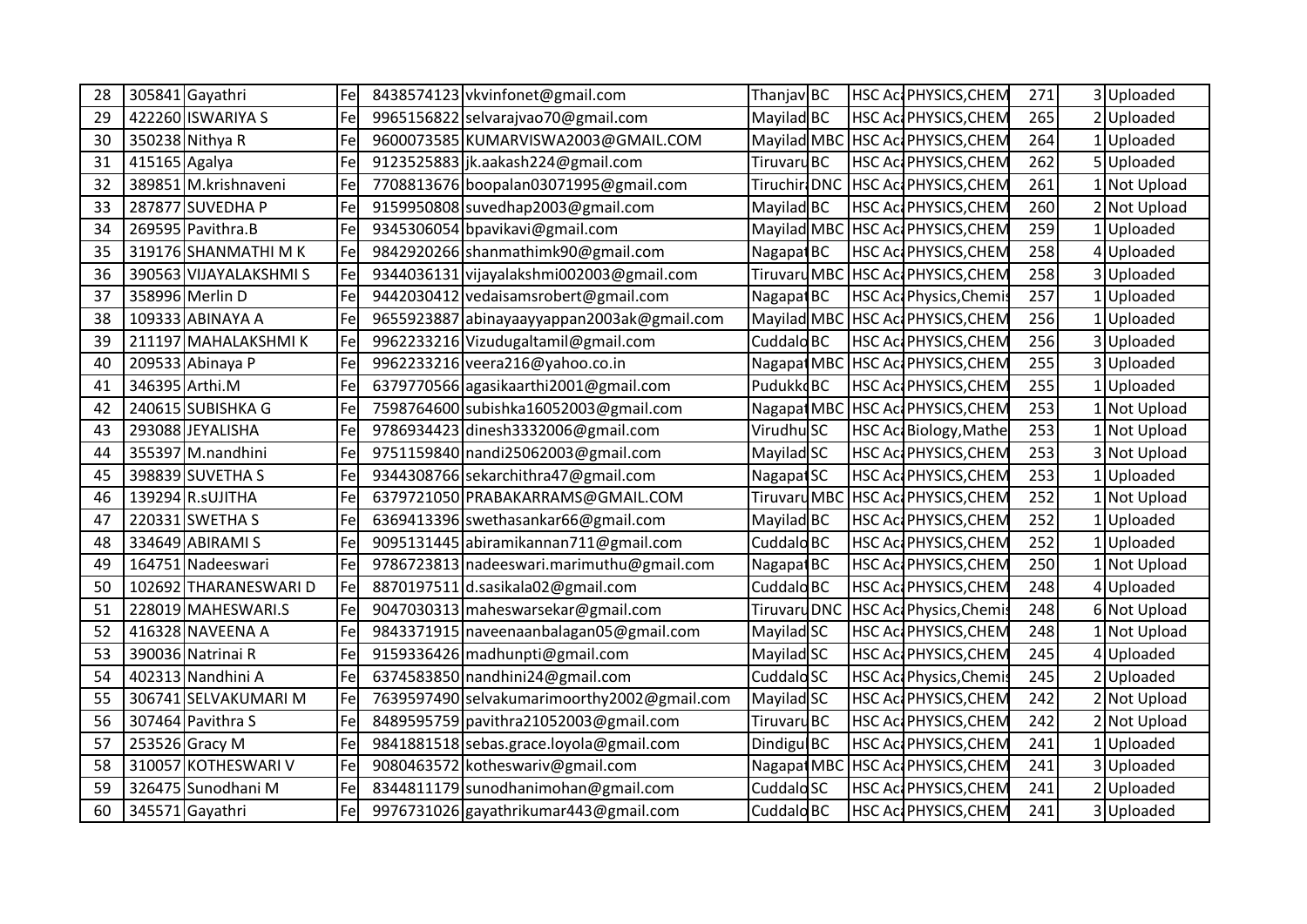| | | | | | | | | | | | | |
|---|---|---|---|---|---|---|---|---|---|---|---|---|
| 28 | 305841 | Gayathri | Fe | 8438574123 | vkvinfonet@gmail.com | Thanjav | BC | | HSC Ac | PHYSICS,CHEM | 271 | 3 | Uploaded |
| 29 | 422260 | ISWARIYA S | Fe | 9965156822 | selvarajvao70@gmail.com | Mayilad | BC | | HSC Ac | PHYSICS,CHEM | 265 | 2 | Uploaded |
| 30 | 350238 | Nithya R | Fe | 9600073585 | KUMARVISWA2003@GMAIL.COM | Mayilad | MBC | | HSC Ac | PHYSICS,CHEM | 264 | 1 | Uploaded |
| 31 | 415165 | Agalya | Fe | 9123525883 | jk.aakash224@gmail.com | Tiruvaru | BC | | HSC Ac | PHYSICS,CHEM | 262 | 5 | Uploaded |
| 32 | 389851 | M.krishnaveni | Fe | 7708813676 | boopalan03071995@gmail.com | Tiruchir | DNC | | HSC Ac | PHYSICS,CHEM | 261 | 1 | Not Upload |
| 33 | 287877 | SUVEDHA P | Fe | 9159950808 | suvedhap2003@gmail.com | Mayilad | BC | | HSC Ac | PHYSICS,CHEM | 260 | 2 | Not Upload |
| 34 | 269595 | Pavithra.B | Fe | 9345306054 | bpavikavi@gmail.com | Mayilad | MBC | | HSC Ac | PHYSICS,CHEM | 259 | 1 | Uploaded |
| 35 | 319176 | SHANMATHI M K | Fe | 9842920266 | shanmathimk90@gmail.com | Nagapat | BC | | HSC Ac | PHYSICS,CHEM | 258 | 4 | Uploaded |
| 36 | 390563 | VIJAYALAKSHMI S | Fe | 9344036131 | vijayalakshmi002003@gmail.com | Tiruvaru | MBC | | HSC Ac | PHYSICS,CHEM | 258 | 3 | Uploaded |
| 37 | 358996 | Merlin D | Fe | 9442030412 | vedaisamsrobert@gmail.com | Nagapat | BC | | HSC Ac | Physics,Chemis | 257 | 1 | Uploaded |
| 38 | 109333 | ABINAYA A | Fe | 9655923887 | abinayaayyappan2003ak@gmail.com | Mayilad | MBC | | HSC Ac | PHYSICS,CHEM | 256 | 1 | Uploaded |
| 39 | 211197 | MAHALAKSHMI K | Fe | 9962233216 | Vizudugaltamil@gmail.com | Cuddalo | BC | | HSC Ac | PHYSICS,CHEM | 256 | 3 | Uploaded |
| 40 | 209533 | Abinaya P | Fe | 9962233216 | veera216@yahoo.co.in | Nagapat | MBC | | HSC Ac | PHYSICS,CHEM | 255 | 3 | Uploaded |
| 41 | 346395 | Arthi.M | Fe | 6379770566 | agasikaarthi2001@gmail.com | Pudukko | BC | | HSC Ac | PHYSICS,CHEM | 255 | 1 | Uploaded |
| 42 | 240615 | SUBISHKA G | Fe | 7598764600 | subishka16052003@gmail.com | Nagapat | MBC | | HSC Ac | PHYSICS,CHEM | 253 | 1 | Not Upload |
| 43 | 293088 | JEYALISHA | Fe | 9786934423 | dinesh3332006@gmail.com | Virudhu | SC | | HSC Ac | Biology,Mathe | 253 | 1 | Not Upload |
| 44 | 355397 | M.nandhini | Fe | 9751159840 | nandi25062003@gmail.com | Mayilad | SC | | HSC Ac | PHYSICS,CHEM | 253 | 3 | Not Upload |
| 45 | 398839 | SUVETHA S | Fe | 9344308766 | sekarchithra47@gmail.com | Nagapat | SC | | HSC Ac | PHYSICS,CHEM | 253 | 1 | Uploaded |
| 46 | 139294 | R.sUJITHA | Fe | 6379721050 | PRABAKARRAMS@GMAIL.COM | Tiruvaru | MBC | | HSC Ac | PHYSICS,CHEM | 252 | 1 | Not Upload |
| 47 | 220331 | SWETHA S | Fe | 6369413396 | swethasankar66@gmail.com | Mayilad | BC | | HSC Ac | PHYSICS,CHEM | 252 | 1 | Uploaded |
| 48 | 334649 | ABIRAMI S | Fe | 9095131445 | abiramikannan711@gmail.com | Cuddalo | BC | | HSC Ac | PHYSICS,CHEM | 252 | 1 | Uploaded |
| 49 | 164751 | Nadeeswari | Fe | 9786723813 | nadeeswari.marimuthu@gmail.com | Nagapat | BC | | HSC Ac | PHYSICS,CHEM | 250 | 1 | Not Upload |
| 50 | 102692 | THARANESWARI D | Fe | 8870197511 | d.sasikala02@gmail.com | Cuddalo | BC | | HSC Ac | PHYSICS,CHEM | 248 | 4 | Uploaded |
| 51 | 228019 | MAHESWARI.S | Fe | 9047030313 | maheswarsekar@gmail.com | Tiruvaru | DNC | | HSC Ac | Physics,Chemis | 248 | 6 | Not Upload |
| 52 | 416328 | NAVEENA A | Fe | 9843371915 | naveenaanbalagan05@gmail.com | Mayilad | SC | | HSC Ac | PHYSICS,CHEM | 248 | 1 | Not Upload |
| 53 | 390036 | Natrinai R | Fe | 9159336426 | madhunpti@gmail.com | Mayilad | SC | | HSC Ac | PHYSICS,CHEM | 245 | 4 | Uploaded |
| 54 | 402313 | Nandhini A | Fe | 6374583850 | nandhini24@gmail.com | Cuddalo | SC | | HSC Ac | Physics,Chemis | 245 | 2 | Uploaded |
| 55 | 306741 | SELVAKUMARI M | Fe | 7639597490 | selvakumarimoorthy2002@gmail.com | Mayilad | SC | | HSC Ac | PHYSICS,CHEM | 242 | 2 | Not Upload |
| 56 | 307464 | Pavithra S | Fe | 8489595759 | pavithra21052003@gmail.com | Tiruvaru | BC | | HSC Ac | PHYSICS,CHEM | 242 | 2 | Not Upload |
| 57 | 253526 | Gracy M | Fe | 9841881518 | sebas.grace.loyola@gmail.com | Dindigul | BC | | HSC Ac | PHYSICS,CHEM | 241 | 1 | Uploaded |
| 58 | 310057 | KOTHESWARI V | Fe | 9080463572 | kotheswariv@gmail.com | Nagapat | MBC | | HSC Ac | PHYSICS,CHEM | 241 | 3 | Uploaded |
| 59 | 326475 | Sunodhani M | Fe | 8344811179 | sunodhanimohan@gmail.com | Cuddalo | SC | | HSC Ac | PHYSICS,CHEM | 241 | 2 | Uploaded |
| 60 | 345571 | Gayathri | Fe | 9976731026 | gayathrikumar443@gmail.com | Cuddalo | BC | | HSC Ac | PHYSICS,CHEM | 241 | 3 | Uploaded |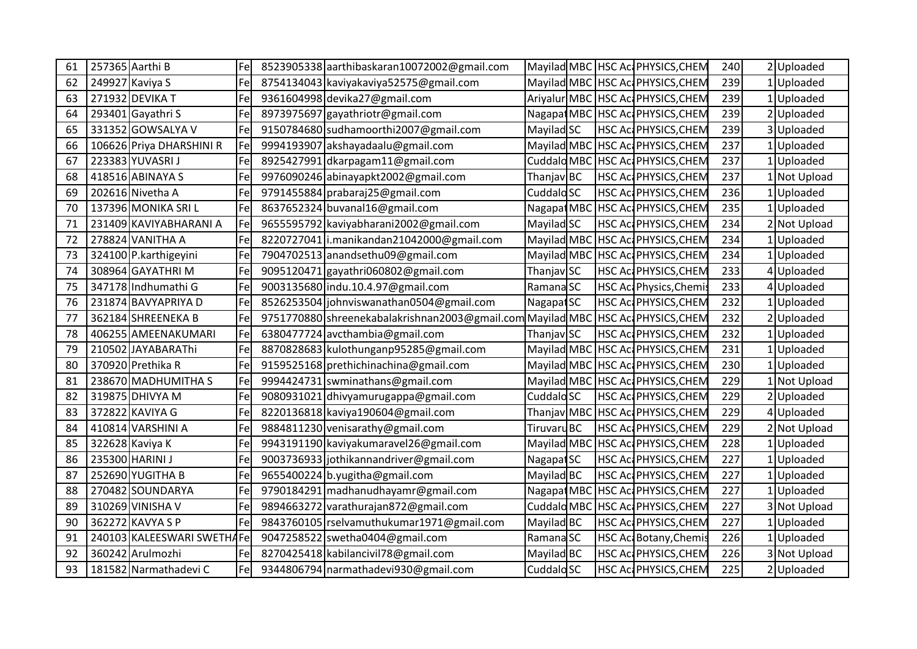| 61 | 257365 | Aarthi B | Fe | 8523905338 | aarthibaskaran10072002@gmail.com | Mayilad | MBC | HSC Ac | PHYSICS,CHEM | 240 | 2 | Uploaded |
|---|---|---|---|---|---|---|---|---|---|---|---|---|
| 62 | 249927 | Kaviya S | Fe | 8754134043 | kaviyakaviya52575@gmail.com | Mayilad | MBC | HSC Ac | PHYSICS,CHEM | 239 | 1 | Uploaded |
| 63 | 271932 | DEVIKA T | Fe | 9361604998 | devika27@gmail.com | Ariyalur | MBC | HSC Ac | PHYSICS,CHEM | 239 | 1 | Uploaded |
| 64 | 293401 | Gayathri S | Fe | 8973975697 | gayathriotr@gmail.com | Nagapat | MBC | HSC Ac | PHYSICS,CHEM | 239 | 2 | Uploaded |
| 65 | 331352 | GOWSALYA V | Fe | 9150784680 | sudhamoorthi2007@gmail.com | Mayilad | SC | HSC Ac | PHYSICS,CHEM | 239 | 3 | Uploaded |
| 66 | 106626 | Priya DHARSHINI R | Fe | 9994193907 | akshayadaalu@gmail.com | Mayilad | MBC | HSC Ac | PHYSICS,CHEM | 237 | 1 | Uploaded |
| 67 | 223383 | YUVASRI J | Fe | 8925427991 | dkarpagam11@gmail.com | Cuddalo | MBC | HSC Ac | PHYSICS,CHEM | 237 | 1 | Uploaded |
| 68 | 418516 | ABINAYA S | Fe | 9976090246 | abinayapkt2002@gmail.com | Thanjav | BC | HSC Ac | PHYSICS,CHEM | 237 | 1 | Not Upload |
| 69 | 202616 | Nivetha A | Fe | 9791455884 | prabaraj25@gmail.com | Cuddalo | SC | HSC Ac | PHYSICS,CHEM | 236 | 1 | Uploaded |
| 70 | 137396 | MONIKA SRI L | Fe | 8637652324 | buvanal16@gmail.com | Nagapat | MBC | HSC Ac | PHYSICS,CHEM | 235 | 1 | Uploaded |
| 71 | 231409 | KAVIYABHARANI A | Fe | 9655595792 | kaviyabharani2002@gmail.com | Mayilad | SC | HSC Ac | PHYSICS,CHEM | 234 | 2 | Not Upload |
| 72 | 278824 | VANITHA A | Fe | 8220727041 | i.manikandan21042000@gmail.com | Mayilad | MBC | HSC Ac | PHYSICS,CHEM | 234 | 1 | Uploaded |
| 73 | 324100 | P.karthigeyini | Fe | 7904702513 | anandsethu09@gmail.com | Mayilad | MBC | HSC Ac | PHYSICS,CHEM | 234 | 1 | Uploaded |
| 74 | 308964 | GAYATHRI M | Fe | 9095120471 | gayathri060802@gmail.com | Thanjav | SC | HSC Ac | PHYSICS,CHEM | 233 | 4 | Uploaded |
| 75 | 347178 | Indhumathi G | Fe | 9003135680 | indu.10.4.97@gmail.com | Ramana | SC | HSC Ac | Physics,Chemis | 233 | 4 | Uploaded |
| 76 | 231874 | BAVYAPRIYA D | Fe | 8526253504 | johnviswanathan0504@gmail.com | Nagapat | SC | HSC Ac | PHYSICS,CHEM | 232 | 1 | Uploaded |
| 77 | 362184 | SHREENEKA B | Fe | 9751770880 | shreenekabalakrishnan2003@gmail.com | Mayilad | MBC | HSC Ac | PHYSICS,CHEM | 232 | 2 | Uploaded |
| 78 | 406255 | AMEENAKUMARI | Fe | 6380477724 | avcthambia@gmail.com | Thanjav | SC | HSC Ac | PHYSICS,CHEM | 232 | 1 | Uploaded |
| 79 | 210502 | JAYABARAThi | Fe | 8870828683 | kulothunganp95285@gmail.com | Mayilad | MBC | HSC Ac | PHYSICS,CHEM | 231 | 1 | Uploaded |
| 80 | 370920 | Prethika R | Fe | 9159525168 | prethichinachina@gmail.com | Mayilad | MBC | HSC Ac | PHYSICS,CHEM | 230 | 1 | Uploaded |
| 81 | 238670 | MADHUMITHA S | Fe | 9994424731 | swminathans@gmail.com | Mayilad | MBC | HSC Ac | PHYSICS,CHEM | 229 | 1 | Not Upload |
| 82 | 319875 | DHIVYA M | Fe | 9080931021 | dhivyamurugappa@gmail.com | Cuddalo | SC | HSC Ac | PHYSICS,CHEM | 229 | 2 | Uploaded |
| 83 | 372822 | KAVIYA G | Fe | 8220136818 | kaviya190604@gmail.com | Thanjav | MBC | HSC Ac | PHYSICS,CHEM | 229 | 4 | Uploaded |
| 84 | 410814 | VARSHINI A | Fe | 9884811230 | venisarathy@gmail.com | Tiruvaru | BC | HSC Ac | PHYSICS,CHEM | 229 | 2 | Not Upload |
| 85 | 322628 | Kaviya K | Fe | 9943191190 | kaviyakumaravel26@gmail.com | Mayilad | MBC | HSC Ac | PHYSICS,CHEM | 228 | 1 | Uploaded |
| 86 | 235300 | HARINI J | Fe | 9003736933 | jothikannandriver@gmail.com | Nagapat | SC | HSC Ac | PHYSICS,CHEM | 227 | 1 | Uploaded |
| 87 | 252690 | YUGITHA B | Fe | 9655400224 | b.yugitha@gmail.com | Mayilad | BC | HSC Ac | PHYSICS,CHEM | 227 | 1 | Uploaded |
| 88 | 270482 | SOUNDARYA | Fe | 9790184291 | madhanudhayamr@gmail.com | Nagapat | MBC | HSC Ac | PHYSICS,CHEM | 227 | 1 | Uploaded |
| 89 | 310269 | VINISHA V | Fe | 9894663272 | varathurajan872@gmail.com | Cuddalo | MBC | HSC Ac | PHYSICS,CHEM | 227 | 3 | Not Upload |
| 90 | 362272 | KAVYA S P | Fe | 9843760105 | rselvamuthukumar1971@gmail.com | Mayilad | BC | HSC Ac | PHYSICS,CHEM | 227 | 1 | Uploaded |
| 91 | 240103 | KALEESWARI SWETHA | Fe | 9047258522 | swetha0404@gmail.com | Ramana | SC | HSC Ac | Botany,Chemis | 226 | 1 | Uploaded |
| 92 | 360242 | Arulmozhi | Fe | 8270425418 | kabilancivil78@gmail.com | Mayilad | BC | HSC Ac | PHYSICS,CHEM | 226 | 3 | Not Upload |
| 93 | 181582 | Narmathadevi C | Fe | 9344806794 | narmathadevi930@gmail.com | Cuddalo | SC | HSC Ac | PHYSICS,CHEM | 225 | 2 | Uploaded |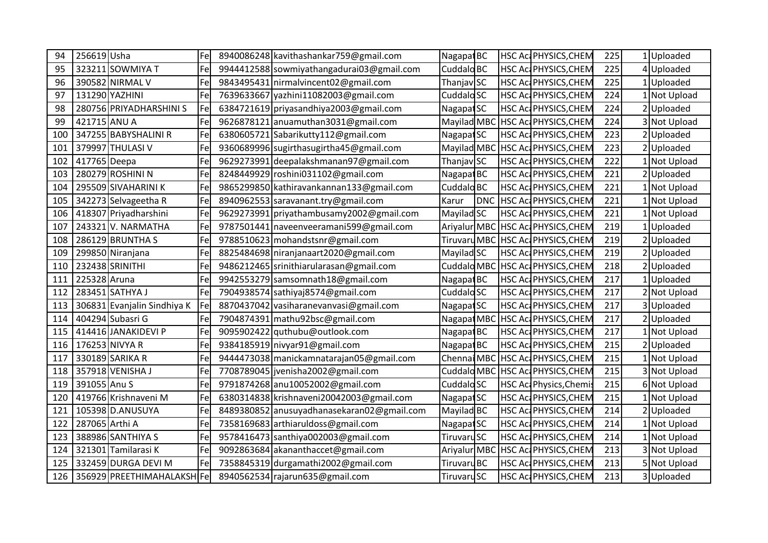| | | | | | | | | | | | | |
|---|---|---|---|---|---|---|---|---|---|---|---|---|
| 94 | 256619 | Usha | Fe | 8940086248 | kavithashankar759@gmail.com | Nagapat | BC | HSC Ac | PHYSICS,CHEM | 225 | 1 | Uploaded |
| 95 | 323211 | SOWMIYA T | Fe | 9944412588 | sowmiyathangadurai03@gmail.com | Cuddalo | BC | HSC Ac | PHYSICS,CHEM | 225 | 4 | Uploaded |
| 96 | 390582 | NIRMAL V | Fe | 9843495431 | nirmalvincent02@gmail.com | Thanjav | SC | HSC Ac | PHYSICS,CHEM | 225 | 1 | Uploaded |
| 97 | 131290 | YAZHINI | Fe | 7639633667 | yazhini11082003@gmail.com | Cuddalo | SC | HSC Ac | PHYSICS,CHEM | 224 | 1 | Not Upload |
| 98 | 280756 | PRIYADHARSHINI S | Fe | 6384721619 | priyasandhiya2003@gmail.com | Nagapat | SC | HSC Ac | PHYSICS,CHEM | 224 | 2 | Uploaded |
| 99 | 421715 | ANU A | Fe | 9626878121 | anuamuthan3031@gmail.com | Mayilad | MBC | HSC Ac | PHYSICS,CHEM | 224 | 3 | Not Upload |
| 100 | 347255 | BABYSHALINI R | Fe | 6380605721 | Sabarikutty112@gmail.com | Nagapat | SC | HSC Ac | PHYSICS,CHEM | 223 | 2 | Uploaded |
| 101 | 379997 | THULASI V | Fe | 9360689996 | sugirthasugirtha45@gmail.com | Mayilad | MBC | HSC Ac | PHYSICS,CHEM | 223 | 2 | Uploaded |
| 102 | 417765 | Deepa | Fe | 9629273991 | deepalakshmanan97@gmail.com | Thanjav | SC | HSC Ac | PHYSICS,CHEM | 222 | 1 | Not Upload |
| 103 | 280279 | ROSHINI N | Fe | 8248449929 | roshini031102@gmail.com | Nagapat | BC | HSC Ac | PHYSICS,CHEM | 221 | 2 | Uploaded |
| 104 | 295509 | SIVAHARINI K | Fe | 9865299850 | kathiravankannan133@gmail.com | Cuddalo | BC | HSC Ac | PHYSICS,CHEM | 221 | 1 | Not Upload |
| 105 | 342273 | Selvageetha R | Fe | 8940962553 | saravanant.try@gmail.com | Karur | DNC | HSC Ac | PHYSICS,CHEM | 221 | 1 | Not Upload |
| 106 | 418307 | Priyadharshini | Fe | 9629273991 | priyathambusamy2002@gmail.com | Mayilad | SC | HSC Ac | PHYSICS,CHEM | 221 | 1 | Not Upload |
| 107 | 243321 | V. NARMATHA | Fe | 9787501441 | naveenveeramani599@gmail.com | Ariyalur | MBC | HSC Ac | PHYSICS,CHEM | 219 | 1 | Uploaded |
| 108 | 286129 | BRUNTHA S | Fe | 9788510623 | mohandstsnr@gmail.com | Tiruvaru | MBC | HSC Ac | PHYSICS,CHEM | 219 | 2 | Uploaded |
| 109 | 299850 | Niranjana | Fe | 8825484698 | niranjanaart2020@gmail.com | Mayilad | SC | HSC Ac | PHYSICS,CHEM | 219 | 2 | Uploaded |
| 110 | 232438 | SRINITHI | Fe | 9486212465 | srinithiarularasan@gmail.com | Cuddalo | MBC | HSC Ac | PHYSICS,CHEM | 218 | 2 | Uploaded |
| 111 | 225328 | Aruna | Fe | 9942553279 | samsomnath18@gmail.com | Nagapat | BC | HSC Ac | PHYSICS,CHEM | 217 | 1 | Uploaded |
| 112 | 283451 | SATHYA J | Fe | 7904938574 | sathiyaj8574@gmail.com | Cuddalo | SC | HSC Ac | PHYSICS,CHEM | 217 | 2 | Not Upload |
| 113 | 306831 | Evanjalin Sindhiya K | Fe | 8870437042 | vasiharanevanvasi@gmail.com | Nagapat | SC | HSC Ac | PHYSICS,CHEM | 217 | 3 | Uploaded |
| 114 | 404294 | Subasri G | Fe | 7904874391 | mathu92bsc@gmail.com | Nagapat | MBC | HSC Ac | PHYSICS,CHEM | 217 | 2 | Uploaded |
| 115 | 414416 | JANAKIDEVI P | Fe | 9095902422 | quthubu@outlook.com | Nagapat | BC | HSC Ac | PHYSICS,CHEM | 217 | 1 | Not Upload |
| 116 | 176253 | NIVYA R | Fe | 9384185919 | nivyar91@gmail.com | Nagapat | BC | HSC Ac | PHYSICS,CHEM | 215 | 2 | Uploaded |
| 117 | 330189 | SARIKA R | Fe | 9444473038 | manickamnatarajan05@gmail.com | Chennai | MBC | HSC Ac | PHYSICS,CHEM | 215 | 1 | Not Upload |
| 118 | 357918 | VENISHA J | Fe | 7708789045 | jvenisha2002@gmail.com | Cuddalo | MBC | HSC Ac | PHYSICS,CHEM | 215 | 3 | Not Upload |
| 119 | 391055 | Anu S | Fe | 9791874268 | anu10052002@gmail.com | Cuddalo | SC | HSC Ac | Physics,Chemis | 215 | 6 | Not Upload |
| 120 | 419766 | Krishnaveni M | Fe | 6380314838 | krishnaveni20042003@gmail.com | Nagapat | SC | HSC Ac | PHYSICS,CHEM | 215 | 1 | Not Upload |
| 121 | 105398 | D.ANUSUYA | Fe | 8489380852 | anusuyadhanasekaran02@gmail.com | Mayilad | BC | HSC Ac | PHYSICS,CHEM | 214 | 2 | Uploaded |
| 122 | 287065 | Arthi A | Fe | 7358169683 | arthiaruldoss@gmail.com | Nagapat | SC | HSC Ac | PHYSICS,CHEM | 214 | 1 | Not Upload |
| 123 | 388986 | SANTHIYA S | Fe | 9578416473 | santhiya002003@gmail.com | Tiruvaru | SC | HSC Ac | PHYSICS,CHEM | 214 | 1 | Not Upload |
| 124 | 321301 | Tamilarasi K | Fe | 9092863684 | akananthaccet@gmail.com | Ariyalur | MBC | HSC Ac | PHYSICS,CHEM | 213 | 3 | Not Upload |
| 125 | 332459 | DURGA DEVI M | Fe | 7358845319 | durgamathi2002@gmail.com | Tiruvaru | BC | HSC Ac | PHYSICS,CHEM | 213 | 5 | Not Upload |
| 126 | 356929 | PREETHIMAHALAKSH | Fe | 8940562534 | rajarun635@gmail.com | Tiruvaru | SC | HSC Ac | PHYSICS,CHEM | 213 | 3 | Uploaded |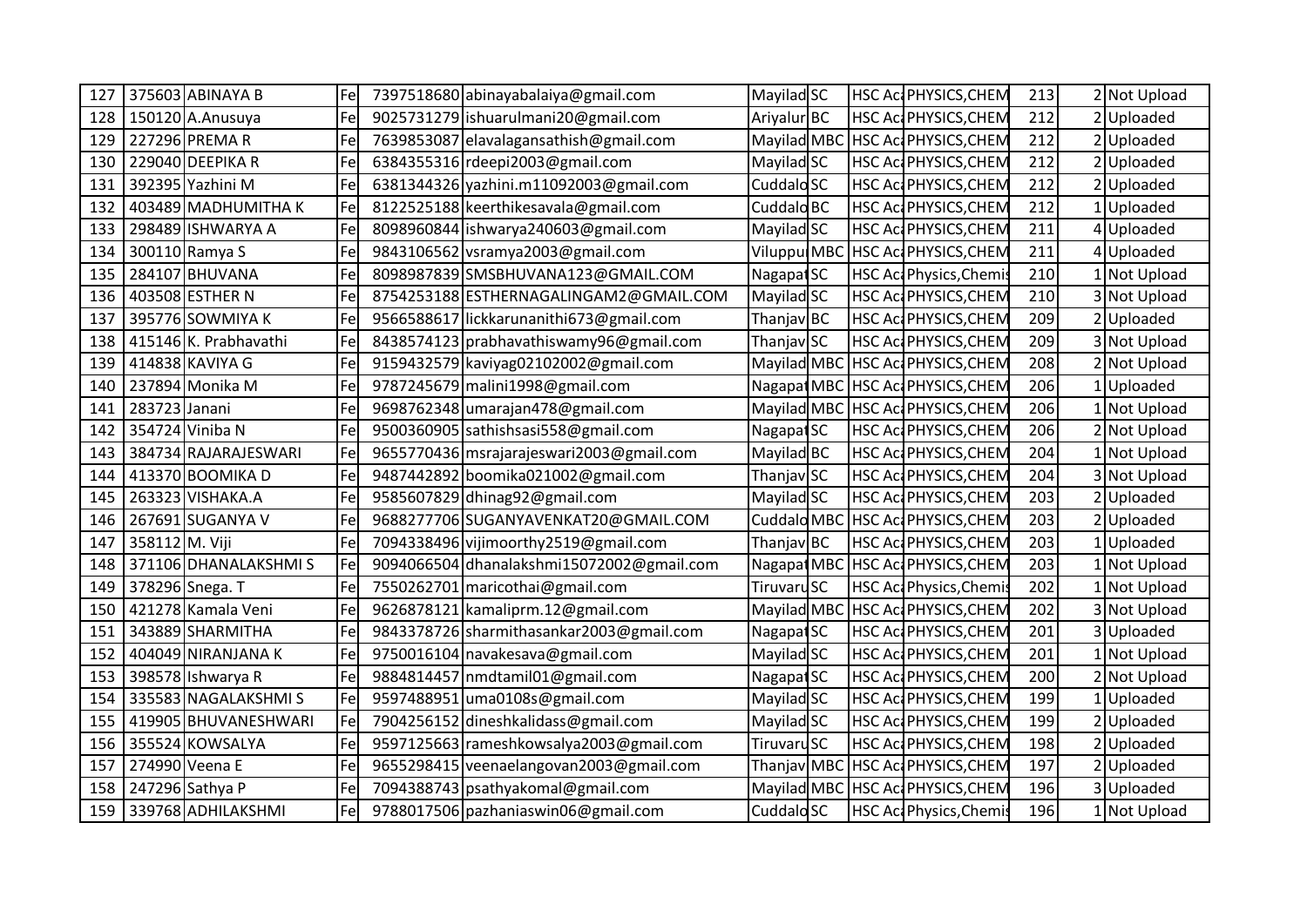| | | | | | | | | | | | | |
|---|---|---|---|---|---|---|---|---|---|---|---|---|
| 127 | 375603 | ABINAYA B | Fe | 7397518680 | abinayabalaiya@gmail.com | Mayilad | SC | HSC Ac | PHYSICS,CHEM | 213 | 2 | Not Upload |
| 128 | 150120 | A.Anusuya | Fe | 9025731279 | ishuarulmani20@gmail.com | Ariyalur | BC | HSC Ac | PHYSICS,CHEM | 212 | 2 | Uploaded |
| 129 | 227296 | PREMA R | Fe | 7639853087 | elavalagansathish@gmail.com | Mayilad | MBC | HSC Ac | PHYSICS,CHEM | 212 | 2 | Uploaded |
| 130 | 229040 | DEEPIKA R | Fe | 6384355316 | rdeepi2003@gmail.com | Mayilad | SC | HSC Ac | PHYSICS,CHEM | 212 | 2 | Uploaded |
| 131 | 392395 | Yazhini M | Fe | 6381344326 | yazhini.m11092003@gmail.com | Cuddalo | SC | HSC Ac | PHYSICS,CHEM | 212 | 2 | Uploaded |
| 132 | 403489 | MADHUMITHA K | Fe | 8122525188 | keerthikesavala@gmail.com | Cuddalo | BC | HSC Ac | PHYSICS,CHEM | 212 | 1 | Uploaded |
| 133 | 298489 | ISHWARYA A | Fe | 8098960844 | ishwarya240603@gmail.com | Mayilad | SC | HSC Ac | PHYSICS,CHEM | 211 | 4 | Uploaded |
| 134 | 300110 | Ramya S | Fe | 9843106562 | vsramya2003@gmail.com | Viluppu | MBC | HSC Ac | PHYSICS,CHEM | 211 | 4 | Uploaded |
| 135 | 284107 | BHUVANA | Fe | 8098987839 | SMSBHUVANA123@GMAIL.COM | Nagapat | SC | HSC Ac | Physics,Chemis | 210 | 1 | Not Upload |
| 136 | 403508 | ESTHER N | Fe | 8754253188 | ESTHERNAGALINGAM2@GMAIL.COM | Mayilad | SC | HSC Ac | PHYSICS,CHEM | 210 | 3 | Not Upload |
| 137 | 395776 | SOWMIYA K | Fe | 9566588617 | lickkarunanithi673@gmail.com | Thanjav | BC | HSC Ac | PHYSICS,CHEM | 209 | 2 | Uploaded |
| 138 | 415146 | K. Prabhavathi | Fe | 8438574123 | prabhavathiswamy96@gmail.com | Thanjav | SC | HSC Ac | PHYSICS,CHEM | 209 | 3 | Not Upload |
| 139 | 414838 | KAVIYA G | Fe | 9159432579 | kaviyag02102002@gmail.com | Mayilad | MBC | HSC Ac | PHYSICS,CHEM | 208 | 2 | Not Upload |
| 140 | 237894 | Monika M | Fe | 9787245679 | malini1998@gmail.com | Nagapat | MBC | HSC Ac | PHYSICS,CHEM | 206 | 1 | Uploaded |
| 141 | 283723 | Janani | Fe | 9698762348 | umarajan478@gmail.com | Mayilad | MBC | HSC Ac | PHYSICS,CHEM | 206 | 1 | Not Upload |
| 142 | 354724 | Viniba N | Fe | 9500360905 | sathishsasi558@gmail.com | Nagapat | SC | HSC Ac | PHYSICS,CHEM | 206 | 2 | Not Upload |
| 143 | 384734 | RAJARAJESWARI | Fe | 9655770436 | msrajarajeswari2003@gmail.com | Mayilad | BC | HSC Ac | PHYSICS,CHEM | 204 | 1 | Not Upload |
| 144 | 413370 | BOOMIKA D | Fe | 9487442892 | boomika021002@gmail.com | Thanjav | SC | HSC Ac | PHYSICS,CHEM | 204 | 3 | Not Upload |
| 145 | 263323 | VISHAKA.A | Fe | 9585607829 | dhinag92@gmail.com | Mayilad | SC | HSC Ac | PHYSICS,CHEM | 203 | 2 | Uploaded |
| 146 | 267691 | SUGANYA V | Fe | 9688277706 | SUGANYAVENKAT20@GMAIL.COM | Cuddalo | MBC | HSC Ac | PHYSICS,CHEM | 203 | 2 | Uploaded |
| 147 | 358112 | M. Viji | Fe | 7094338496 | vijimoorthy2519@gmail.com | Thanjav | BC | HSC Ac | PHYSICS,CHEM | 203 | 1 | Uploaded |
| 148 | 371106 | DHANALAKSHMI S | Fe | 9094066504 | dhanalakshmi15072002@gmail.com | Nagapat | MBC | HSC Ac | PHYSICS,CHEM | 203 | 1 | Not Upload |
| 149 | 378296 | Snega. T | Fe | 7550262701 | maricothai@gmail.com | Tiruvaru | SC | HSC Ac | Physics,Chemis | 202 | 1 | Not Upload |
| 150 | 421278 | Kamala Veni | Fe | 9626878121 | kamaliprm.12@gmail.com | Mayilad | MBC | HSC Ac | PHYSICS,CHEM | 202 | 3 | Not Upload |
| 151 | 343889 | SHARMITHA | Fe | 9843378726 | sharmithasankar2003@gmail.com | Nagapat | SC | HSC Ac | PHYSICS,CHEM | 201 | 3 | Uploaded |
| 152 | 404049 | NIRANJANA K | Fe | 9750016104 | navakesava@gmail.com | Mayilad | SC | HSC Ac | PHYSICS,CHEM | 201 | 1 | Not Upload |
| 153 | 398578 | Ishwarya R | Fe | 9884814457 | nmdtamil01@gmail.com | Nagapat | SC | HSC Ac | PHYSICS,CHEM | 200 | 2 | Not Upload |
| 154 | 335583 | NAGALAKSHMI S | Fe | 9597488951 | uma0108s@gmail.com | Mayilad | SC | HSC Ac | PHYSICS,CHEM | 199 | 1 | Uploaded |
| 155 | 419905 | BHUVANESHWARI | Fe | 7904256152 | dineshkalidass@gmail.com | Mayilad | SC | HSC Ac | PHYSICS,CHEM | 199 | 2 | Uploaded |
| 156 | 355524 | KOWSALYA | Fe | 9597125663 | rameshkowsalya2003@gmail.com | Tiruvaru | SC | HSC Ac | PHYSICS,CHEM | 198 | 2 | Uploaded |
| 157 | 274990 | Veena E | Fe | 9655298415 | veenaelangovan2003@gmail.com | Thanjav | MBC | HSC Ac | PHYSICS,CHEM | 197 | 2 | Uploaded |
| 158 | 247296 | Sathya P | Fe | 7094388743 | psathyakomal@gmail.com | Mayilad | MBC | HSC Ac | PHYSICS,CHEM | 196 | 3 | Uploaded |
| 159 | 339768 | ADHILAKSHMI | Fe | 9788017506 | pazhaniaswin06@gmail.com | Cuddalo | SC | HSC Ac | Physics,Chemis | 196 | 1 | Not Upload |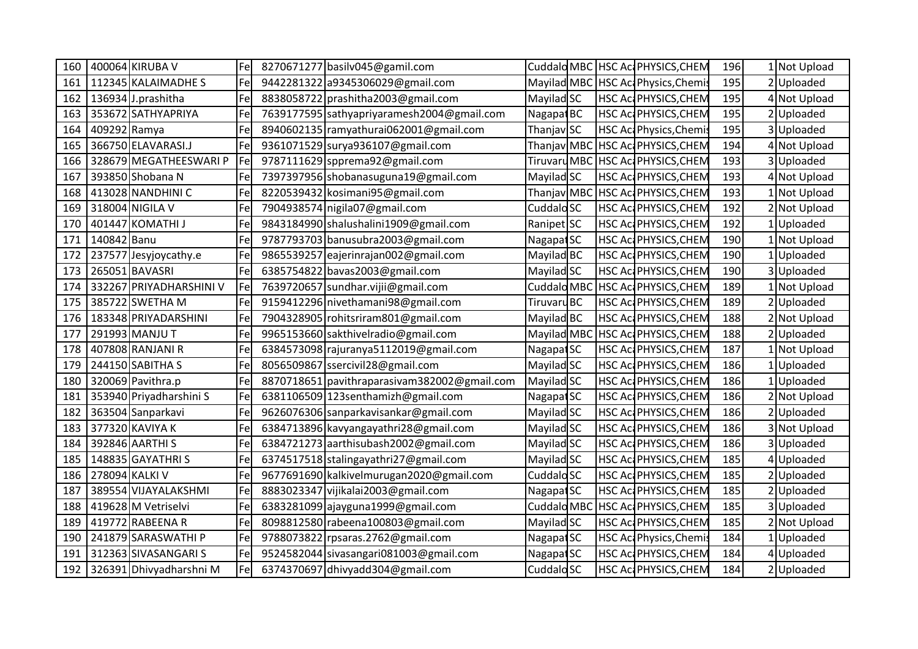| 160 | 400064 | KIRUBA V | Fe | 8270671277 | basilv045@gamil.com | Cuddalo | MBC | HSC Ac | PHYSICS,CHEM | 196 | 1 | Not Upload |
|---|---|---|---|---|---|---|---|---|---|---|---|---|
| 161 | 112345 | KALAIMADHE S | Fe | 9442281322 | a9345306029@gmail.com | Mayilad | MBC | HSC Ac | Physics,Chemis | 195 | 2 | Uploaded |
| 162 | 136934 | J.prashitha | Fe | 8838058722 | prashitha2003@gmail.com | Mayilad | SC | HSC Ac | PHYSICS,CHEM | 195 | 4 | Not Upload |
| 163 | 353672 | SATHYAPRIYA | Fe | 7639177595 | sathyapriyaramesh2004@gmail.com | Nagapat | BC | HSC Ac | PHYSICS,CHEM | 195 | 2 | Uploaded |
| 164 | 409292 | Ramya | Fe | 8940602135 | ramyathurai062001@gmail.com | Thanjav | SC | HSC Ac | Physics,Chemis | 195 | 3 | Uploaded |
| 165 | 366750 | ELAVARASI.J | Fe | 9361071529 | surya936107@gmail.com | Thanjav | MBC | HSC Ac | PHYSICS,CHEM | 194 | 4 | Not Upload |
| 166 | 328679 | MEGATHEESWARI P | Fe | 9787111629 | spprema92@gmail.com | Tiruvaru | MBC | HSC Ac | PHYSICS,CHEM | 193 | 3 | Uploaded |
| 167 | 393850 | Shobana N | Fe | 7397397956 | shobanasuguna19@gmail.com | Mayilad | SC | HSC Ac | PHYSICS,CHEM | 193 | 4 | Not Upload |
| 168 | 413028 | NANDHINI C | Fe | 8220539432 | kosimani95@gmail.com | Thanjav | MBC | HSC Ac | PHYSICS,CHEM | 193 | 1 | Not Upload |
| 169 | 318004 | NIGILA V | Fe | 7904938574 | nigila07@gmail.com | Cuddalo | SC | HSC Ac | PHYSICS,CHEM | 192 | 2 | Not Upload |
| 170 | 401447 | KOMATHI J | Fe | 9843184990 | shalushalini1909@gmail.com | Ranipet | SC | HSC Ac | PHYSICS,CHEM | 192 | 1 | Uploaded |
| 171 | 140842 | Banu | Fe | 9787793703 | banusubra2003@gmail.com | Nagapat | SC | HSC Ac | PHYSICS,CHEM | 190 | 1 | Not Upload |
| 172 | 237577 | Jesyjoycathy.e | Fe | 9865539257 | eajerinrajan002@gmail.com | Mayilad | BC | HSC Ac | PHYSICS,CHEM | 190 | 1 | Uploaded |
| 173 | 265051 | BAVASRI | Fe | 6385754822 | bavas2003@gmail.com | Mayilad | SC | HSC Ac | PHYSICS,CHEM | 190 | 3 | Uploaded |
| 174 | 332267 | PRIYADHARSHINI V | Fe | 7639720657 | sundhar.vijii@gmail.com | Cuddalo | MBC | HSC Ac | PHYSICS,CHEM | 189 | 1 | Not Upload |
| 175 | 385722 | SWETHA M | Fe | 9159412296 | nivethamani98@gmail.com | Tiruvaru | BC | HSC Ac | PHYSICS,CHEM | 189 | 2 | Uploaded |
| 176 | 183348 | PRIYADARSHINI | Fe | 7904328905 | rohitsriram801@gmail.com | Mayilad | BC | HSC Ac | PHYSICS,CHEM | 188 | 2 | Not Upload |
| 177 | 291993 | MANJU T | Fe | 9965153660 | sakthivelradio@gmail.com | Mayilad | MBC | HSC Ac | PHYSICS,CHEM | 188 | 2 | Uploaded |
| 178 | 407808 | RANJANI R | Fe | 6384573098 | rajuranya5112019@gmail.com | Nagapat | SC | HSC Ac | PHYSICS,CHEM | 187 | 1 | Not Upload |
| 179 | 244150 | SABITHA S | Fe | 8056509867 | ssercivil28@gmail.com | Mayilad | SC | HSC Ac | PHYSICS,CHEM | 186 | 1 | Uploaded |
| 180 | 320069 | Pavithra.p | Fe | 8870718651 | pavithraparasivam382002@gmail.com | Mayilad | SC | HSC Ac | PHYSICS,CHEM | 186 | 1 | Uploaded |
| 181 | 353940 | Priyadharshini S | Fe | 6381106509 | 123senthamizh@gmail.com | Nagapat | SC | HSC Ac | PHYSICS,CHEM | 186 | 2 | Not Upload |
| 182 | 363504 | Sanparkavi | Fe | 9626076306 | sanparkavisankar@gmail.com | Mayilad | SC | HSC Ac | PHYSICS,CHEM | 186 | 2 | Uploaded |
| 183 | 377320 | KAVIYA K | Fe | 6384713896 | kavyangayathri28@gmail.com | Mayilad | SC | HSC Ac | PHYSICS,CHEM | 186 | 3 | Not Upload |
| 184 | 392846 | AARTHI S | Fe | 6384721273 | aarthisubash2002@gmail.com | Mayilad | SC | HSC Ac | PHYSICS,CHEM | 186 | 3 | Uploaded |
| 185 | 148835 | GAYATHRI S | Fe | 6374517518 | stalingayathri27@gmail.com | Mayilad | SC | HSC Ac | PHYSICS,CHEM | 185 | 4 | Uploaded |
| 186 | 278094 | KALKI V | Fe | 9677691690 | kalkivelmurugan2020@gmail.com | Cuddalo | SC | HSC Ac | PHYSICS,CHEM | 185 | 2 | Uploaded |
| 187 | 389554 | VIJAYALAKSHMI | Fe | 8883023347 | vijikalai2003@gmail.com | Nagapat | SC | HSC Ac | PHYSICS,CHEM | 185 | 2 | Uploaded |
| 188 | 419628 | M Vetriselvi | Fe | 6383281099 | ajayguna1999@gmail.com | Cuddalo | MBC | HSC Ac | PHYSICS,CHEM | 185 | 3 | Uploaded |
| 189 | 419772 | RABEENA R | Fe | 8098812580 | rabeena100803@gmail.com | Mayilad | SC | HSC Ac | PHYSICS,CHEM | 185 | 2 | Not Upload |
| 190 | 241879 | SARASWATHI P | Fe | 9788073822 | rpsaras.2762@gmail.com | Nagapat | SC | HSC Ac | Physics,Chemis | 184 | 1 | Uploaded |
| 191 | 312363 | SIVASANGARI S | Fe | 9524582044 | sivasangari081003@gmail.com | Nagapat | SC | HSC Ac | PHYSICS,CHEM | 184 | 4 | Uploaded |
| 192 | 326391 | Dhivyadharshni M | Fe | 6374370697 | dhivyadd304@gmail.com | Cuddalo | SC | HSC Ac | PHYSICS,CHEM | 184 | 2 | Uploaded |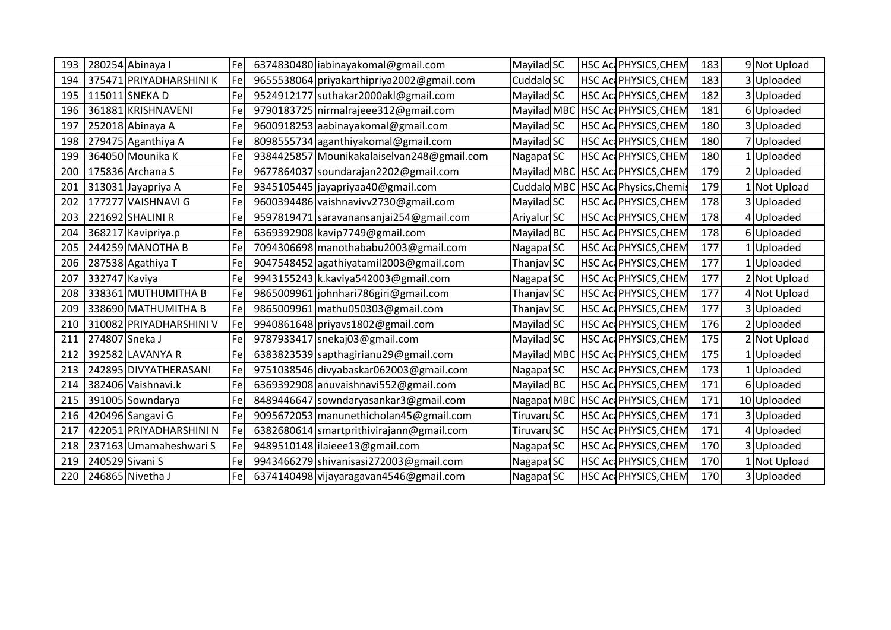| | | | | | | | | | | | | |
|---|---|---|---|---|---|---|---|---|---|---|---|---|
| 193 | 280254 | Abinaya I | Fe | 6374830480 | iabinayakomal@gmail.com | Mayilad | SC | HSC Ac | PHYSICS,CHEM | 183 | 9 | Not Upload |
| 194 | 375471 | PRIYADHARSHINI K | Fe | 9655538064 | priyakarthipriya2002@gmail.com | Cuddalo | SC | HSC Ac | PHYSICS,CHEM | 183 | 3 | Uploaded |
| 195 | 115011 | SNEKA D | Fe | 9524912177 | suthakar2000akl@gmail.com | Mayilad | SC | HSC Ac | PHYSICS,CHEM | 182 | 3 | Uploaded |
| 196 | 361881 | KRISHNAVENI | Fe | 9790183725 | nirmalrajeee312@gmail.com | Mayilad | MBC | HSC Ac | PHYSICS,CHEM | 181 | 6 | Uploaded |
| 197 | 252018 | Abinaya A | Fe | 9600918253 | aabinayakomal@gmail.com | Mayilad | SC | HSC Ac | PHYSICS,CHEM | 180 | 3 | Uploaded |
| 198 | 279475 | Aganthiya A | Fe | 8098555734 | aganthiyakomal@gmail.com | Mayilad | SC | HSC Ac | PHYSICS,CHEM | 180 | 7 | Uploaded |
| 199 | 364050 | Mounika K | Fe | 9384425857 | Mounikakalaiselvan248@gmail.com | Nagapat | SC | HSC Ac | PHYSICS,CHEM | 180 | 1 | Uploaded |
| 200 | 175836 | Archana S | Fe | 9677864037 | soundarajan2202@gmail.com | Mayilad | MBC | HSC Ac | PHYSICS,CHEM | 179 | 2 | Uploaded |
| 201 | 313031 | Jayapriya A | Fe | 9345105445 | jayapriyaa40@gmail.com | Cuddalo | MBC | HSC Ac | Physics,Chemis | 179 | 1 | Not Upload |
| 202 | 177277 | VAISHNAVI G | Fe | 9600394486 | vaishnavivv2730@gmail.com | Mayilad | SC | HSC Ac | PHYSICS,CHEM | 178 | 3 | Uploaded |
| 203 | 221692 | SHALINI R | Fe | 9597819471 | saravanansanjai254@gmail.com | Ariyalur | SC | HSC Ac | PHYSICS,CHEM | 178 | 4 | Uploaded |
| 204 | 368217 | Kavipriya.p | Fe | 6369392908 | kavip7749@gmail.com | Mayilad | BC | HSC Ac | PHYSICS,CHEM | 178 | 6 | Uploaded |
| 205 | 244259 | MANOTHA B | Fe | 7094306698 | manothababu2003@gmail.com | Nagapat | SC | HSC Ac | PHYSICS,CHEM | 177 | 1 | Uploaded |
| 206 | 287538 | Agathiya T | Fe | 9047548452 | agathiyatamil2003@gmail.com | Thanjav | SC | HSC Ac | PHYSICS,CHEM | 177 | 1 | Uploaded |
| 207 | 332747 | Kaviya | Fe | 9943155243 | k.kaviya542003@gmail.com | Nagapat | SC | HSC Ac | PHYSICS,CHEM | 177 | 2 | Not Upload |
| 208 | 338361 | MUTHUMITHA B | Fe | 9865009961 | johnhari786giri@gmail.com | Thanjav | SC | HSC Ac | PHYSICS,CHEM | 177 | 4 | Not Upload |
| 209 | 338690 | MATHUMITHA B | Fe | 9865009961 | mathu050303@gmail.com | Thanjav | SC | HSC Ac | PHYSICS,CHEM | 177 | 3 | Uploaded |
| 210 | 310082 | PRIYADHARSHINI V | Fe | 9940861648 | priyavs1802@gmail.com | Mayilad | SC | HSC Ac | PHYSICS,CHEM | 176 | 2 | Uploaded |
| 211 | 274807 | Sneka J | Fe | 9787933417 | snekaj03@gmail.com | Mayilad | SC | HSC Ac | PHYSICS,CHEM | 175 | 2 | Not Upload |
| 212 | 392582 | LAVANYA R | Fe | 6383823539 | sapthagirianu29@gmail.com | Mayilad | MBC | HSC Ac | PHYSICS,CHEM | 175 | 1 | Uploaded |
| 213 | 242895 | DIVYATHERASANI | Fe | 9751038546 | divyabaskar062003@gmail.com | Nagapat | SC | HSC Ac | PHYSICS,CHEM | 173 | 1 | Uploaded |
| 214 | 382406 | Vaishnavi.k | Fe | 6369392908 | anuvaishnavi552@gmail.com | Mayilad | BC | HSC Ac | PHYSICS,CHEM | 171 | 6 | Uploaded |
| 215 | 391005 | Sowndarya | Fe | 8489446647 | sowndaryasankar3@gmail.com | Nagapat | MBC | HSC Ac | PHYSICS,CHEM | 171 | 10 | Uploaded |
| 216 | 420496 | Sangavi G | Fe | 9095672053 | manunethicholan45@gmail.com | Tiruvaru | SC | HSC Ac | PHYSICS,CHEM | 171 | 3 | Uploaded |
| 217 | 422051 | PRIYADHARSHINI N | Fe | 6382680614 | smartprithivirajann@gmail.com | Tiruvaru | SC | HSC Ac | PHYSICS,CHEM | 171 | 4 | Uploaded |
| 218 | 237163 | Umamaheshwari S | Fe | 9489510148 | ilaieee13@gmail.com | Nagapat | SC | HSC Ac | PHYSICS,CHEM | 170 | 3 | Uploaded |
| 219 | 240529 | Sivani S | Fe | 9943466279 | shivanisasi272003@gmail.com | Nagapat | SC | HSC Ac | PHYSICS,CHEM | 170 | 1 | Not Upload |
| 220 | 246865 | Nivetha J | Fe | 6374140498 | vijayaragavan4546@gmail.com | Nagapat | SC | HSC Ac | PHYSICS,CHEM | 170 | 3 | Uploaded |